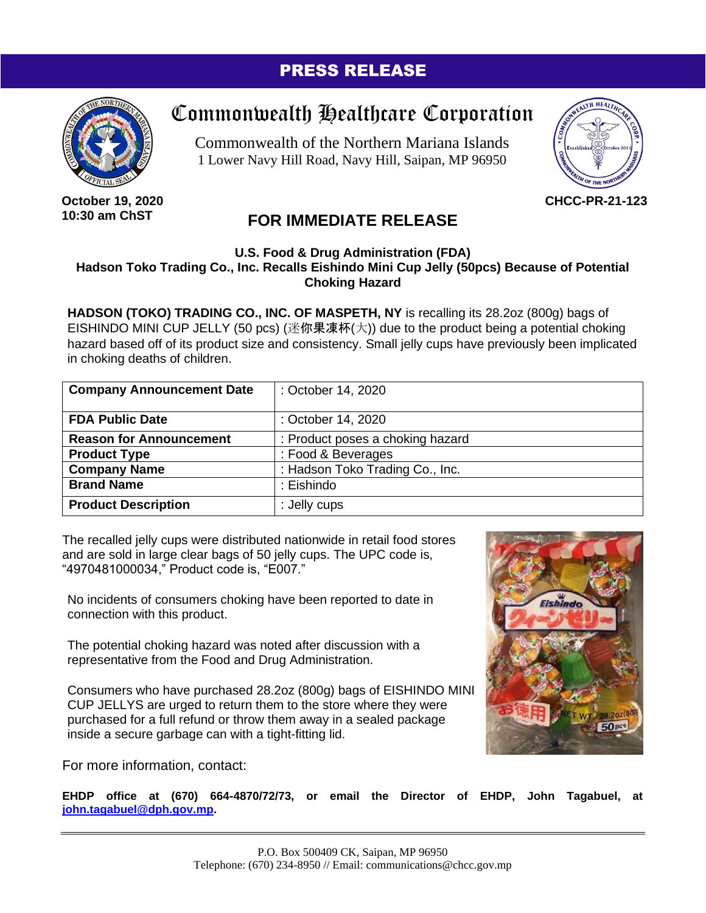# PRESS RELEASE

## Commonwealth Healthcare Corporation

Commonwealth of the Northern Mariana Islands
1 Lower Navy Hill Road, Navy Hill, Saipan, MP 96950

**October 19, 2020**
**10:30 am ChST**

**CHCC-PR-21-123**

## FOR IMMEDIATE RELEASE

### U.S. Food & Drug Administration (FDA)
### Hadson Toko Trading Co., Inc. Recalls Eishindo Mini Cup Jelly (50pcs) Because of Potential Choking Hazard

**HADSON (TOKO) TRADING CO., INC. OF MASPETH, NY** is recalling its 28.2oz (800g) bags of EISHINDO MINI CUP JELLY (50 pcs) (迷你果凍杯(大)) due to the product being a potential choking hazard based off of its product size and consistency. Small jelly cups have previously been implicated in choking deaths of children.

| **Company Announcement Date** | : October 14, 2020 |
|---|---|
| **FDA Public Date** | : October 14, 2020 |
| **Reason for Announcement** | : Product poses a choking hazard |
| **Product Type** | : Food & Beverages |
| **Company Name** | : Hadson Toko Trading Co., Inc. |
| **Brand Name** | : Eishindo |
| **Product Description** | : Jelly cups |

The recalled jelly cups were distributed nationwide in retail food stores and are sold in large clear bags of 50 jelly cups. The UPC code is, "4970481000034," Product code is, "E007."

No incidents of consumers choking have been reported to date in connection with this product.

The potential choking hazard was noted after discussion with a representative from the Food and Drug Administration.

Consumers who have purchased 28.2oz (800g) bags of EISHINDO MINI CUP JELLYS are urged to return them to the store where they were purchased for a full refund or throw them away in a sealed package inside a secure garbage can with a tight-fitting lid.

For more information, contact:

**EHDP office at (670) 664-4870/72/73, or email the Director of EHDP, John Tagabuel, at john.tagabuel@dph.gov.mp.**

---

P.O. Box 500409 CK, Saipan, MP 96950
Telephone: (670) 234-8950 // Email: communications@chcc.gov.mp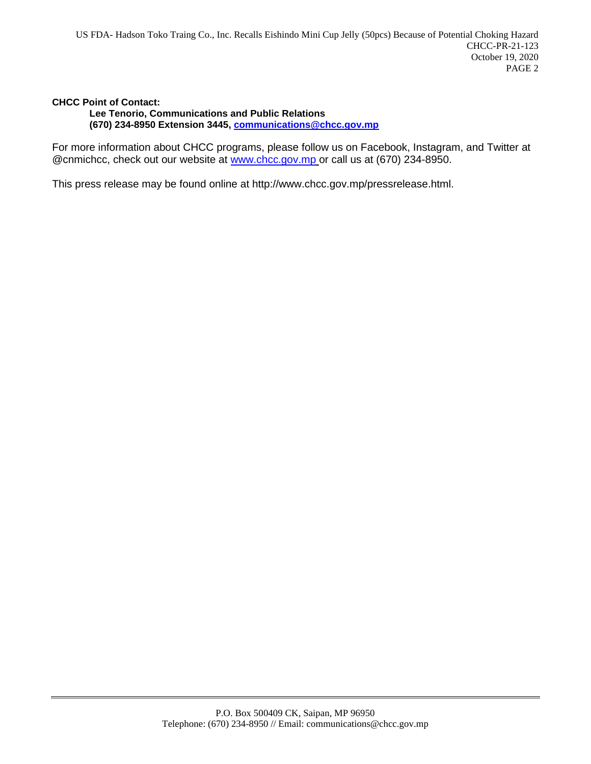**CHCC Point of Contact:**

**Lee Tenorio, Communications and Public Relations**
**(670) 234-8950 Extension 3445, communications@chcc.gov.mp**

For more information about CHCC programs, please follow us on Facebook, Instagram, and Twitter at @cnmichcc, check out our website at www.chcc.gov.mp or call us at (670) 234-8950.

This press release may be found online at http://www.chcc.gov.mp/pressrelease.html.

P.O. Box 500409 CK, Saipan, MP 96950
Telephone: (670) 234-8950 // Email: communications@chcc.gov.mp